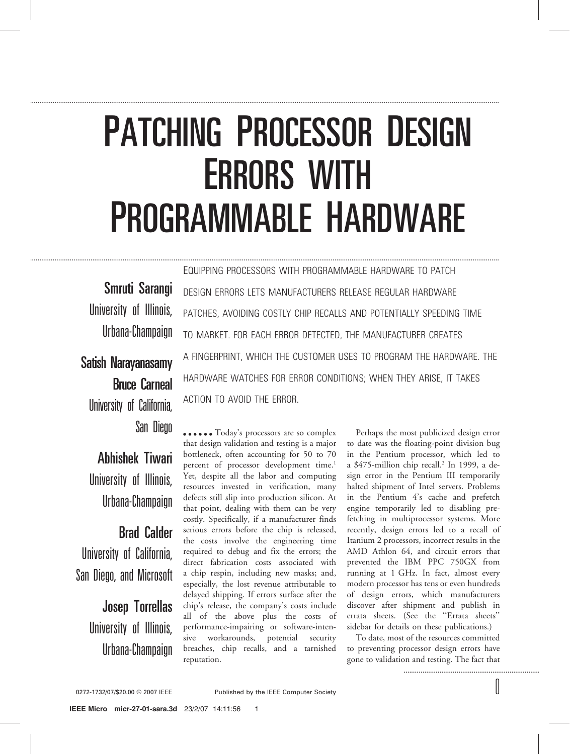# Patching Processor Design Errors with Programmable Hardware

**Smruti Sarangi**
University of Illinois, Urbana-Champaign

**Satish Narayanasamy**
**Bruce Carneal**
University of California, San Diego

**Abhishek Tiwari**
University of Illinois, Urbana-Champaign

**Brad Calder**
University of California, San Diego, and Microsoft

**Josep Torrellas**
University of Illinois, Urbana-Champaign

EQUIPPING PROCESSORS WITH PROGRAMMABLE HARDWARE TO PATCH DESIGN ERRORS LETS MANUFACTURERS RELEASE REGULAR HARDWARE PATCHES, AVOIDING COSTLY CHIP RECALLS AND POTENTIALLY SPEEDING TIME TO MARKET. FOR EACH ERROR DETECTED, THE MANUFACTURER CREATES A FINGERPRINT, WHICH THE CUSTOMER USES TO PROGRAM THE HARDWARE. THE HARDWARE WATCHES FOR ERROR CONDITIONS; WHEN THEY ARISE, IT TAKES ACTION TO AVOID THE ERROR.

Today's processors are so complex that design validation and testing is a major bottleneck, often accounting for 50 to 70 percent of processor development time.[1] Yet, despite all the labor and computing resources invested in verification, many defects still slip into production silicon. At that point, dealing with them can be very costly. Specifically, if a manufacturer finds serious errors before the chip is released, the costs involve the engineering time required to debug and fix the errors; the direct fabrication costs associated with a chip respin, including new masks; and, especially, the lost revenue attributable to delayed shipping. If errors surface after the chip's release, the company's costs include all of the above plus the costs of performance-impairing or software-intensive workarounds, potential security breaches, chip recalls, and a tarnished reputation.

Perhaps the most publicized design error to date was the floating-point division bug in the Pentium processor, which led to a \$475-million chip recall.[2] In 1999, a design error in the Pentium III temporarily halted shipment of Intel servers. Problems in the Pentium 4's cache and prefetch engine temporarily led to disabling prefetching in multiprocessor systems. More recently, design errors led to a recall of Itanium 2 processors, incorrect results in the AMD Athlon 64, and circuit errors that prevented the IBM PPC 750GX from running at 1 GHz. In fact, almost every modern processor has tens or even hundreds of design errors, which manufacturers discover after shipment and publish in errata sheets. (See the "Errata sheets" sidebar for details on these publications.)

To date, most of the resources committed to preventing processor design errors have gone to validation and testing. The fact that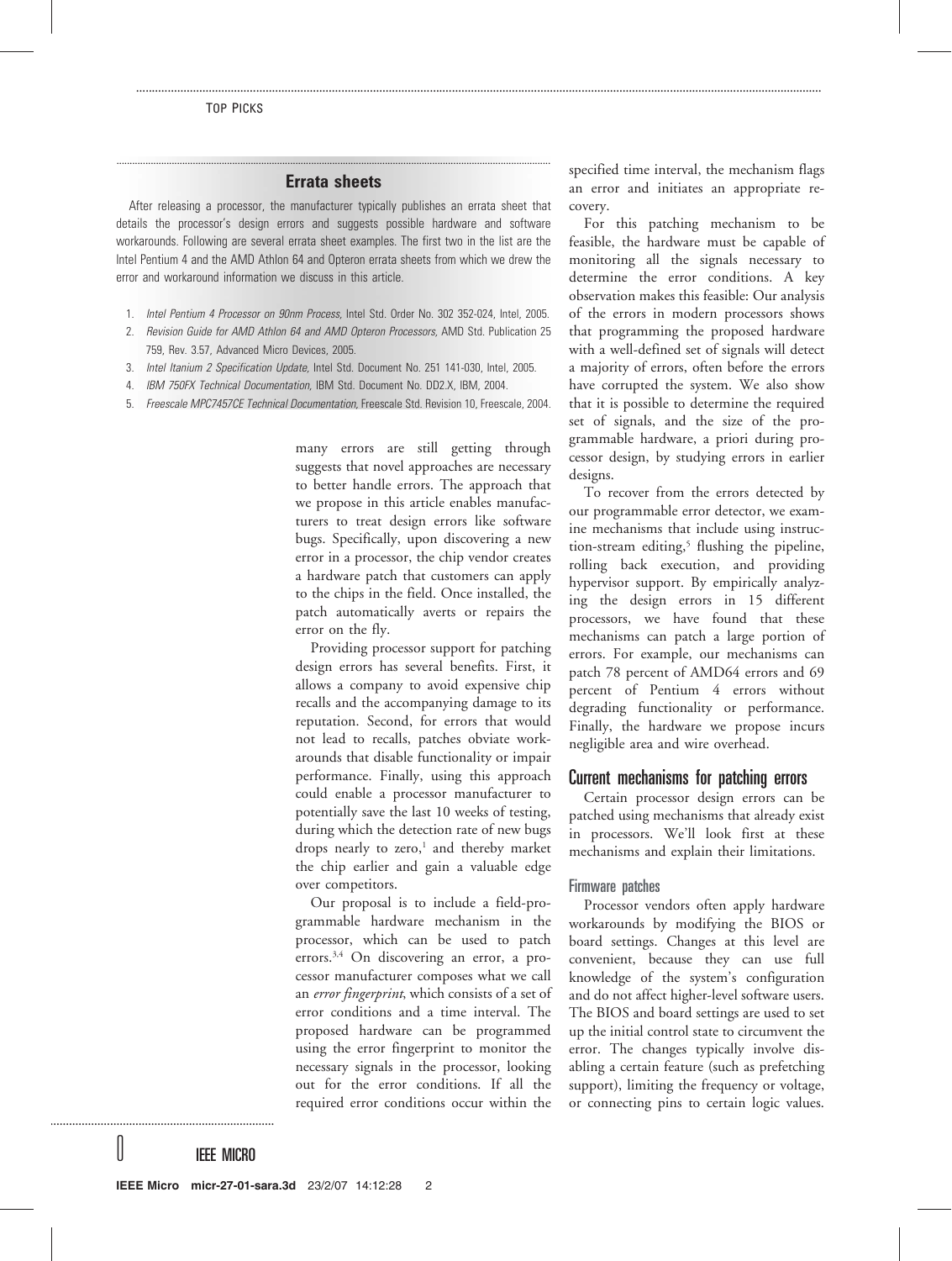## Errata sheets

After releasing a processor, the manufacturer typically publishes an errata sheet that details the processor's design errors and suggests possible hardware and software workarounds. Following are several errata sheet examples. The first two in the list are the Intel Pentium 4 and the AMD Athlon 64 and Opteron errata sheets from which we drew the error and workaround information we discuss in this article.

1. *Intel Pentium 4 Processor on 90nm Process*, Intel Std. Order No. 302 352-024, Intel, 2005.
2. *Revision Guide for AMD Athlon 64 and AMD Opteron Processors*, AMD Std. Publication 25 759, Rev. 3.57, Advanced Micro Devices, 2005.
3. *Intel Itanium 2 Specification Update*, Intel Std. Document No. 251 141-030, Intel, 2005.
4. *IBM 750FX Technical Documentation*, IBM Std. Document No. DD2.X, IBM, 2004.
5. *Freescale MPC7457CE Technical Documentation*, Freescale Std. Revision 10, Freescale, 2004.

many errors are still getting through suggests that novel approaches are necessary to better handle errors. The approach that we propose in this article enables manufacturers to treat design errors like software bugs. Specifically, upon discovering a new error in a processor, the chip vendor creates a hardware patch that customers can apply to the chips in the field. Once installed, the patch automatically averts or repairs the error on the fly.

Providing processor support for patching design errors has several benefits. First, it allows a company to avoid expensive chip recalls and the accompanying damage to its reputation. Second, for errors that would not lead to recalls, patches obviate workarounds that disable functionality or impair performance. Finally, using this approach could enable a processor manufacturer to potentially save the last 10 weeks of testing, during which the detection rate of new bugs drops nearly to zero,[1] and thereby market the chip earlier and gain a valuable edge over competitors.

Our proposal is to include a field-programmable hardware mechanism in the processor, which can be used to patch errors.[3,4] On discovering an error, a processor manufacturer composes what we call an *error fingerprint*, which consists of a set of error conditions and a time interval. The proposed hardware can be programmed using the error fingerprint to monitor the necessary signals in the processor, looking out for the error conditions. If all the required error conditions occur within the specified time interval, the mechanism flags an error and initiates an appropriate recovery.

For this patching mechanism to be feasible, the hardware must be capable of monitoring all the signals necessary to determine the error conditions. A key observation makes this feasible: Our analysis of the errors in modern processors shows that programming the proposed hardware with a well-defined set of signals will detect a majority of errors, often before the errors have corrupted the system. We also show that it is possible to determine the required set of signals, and the size of the programmable hardware, a priori during processor design, by studying errors in earlier designs.

To recover from the errors detected by our programmable error detector, we examine mechanisms that include using instruction-stream editing,[5] flushing the pipeline, rolling back execution, and providing hypervisor support. By empirically analyzing the design errors in 15 different processors, we have found that these mechanisms can patch a large portion of errors. For example, our mechanisms can patch 78 percent of AMD64 errors and 69 percent of Pentium 4 errors without degrading functionality or performance. Finally, the hardware we propose incurs negligible area and wire overhead.

## Current mechanisms for patching errors

Certain processor design errors can be patched using mechanisms that already exist in processors. We'll look first at these mechanisms and explain their limitations.

### Firmware patches

Processor vendors often apply hardware workarounds by modifying the BIOS or board settings. Changes at this level are convenient, because they can use full knowledge of the system's configuration and do not affect higher-level software users. The BIOS and board settings are used to set up the initial control state to circumvent the error. The changes typically involve disabling a certain feature (such as prefetching support), limiting the frequency or voltage, or connecting pins to certain logic values.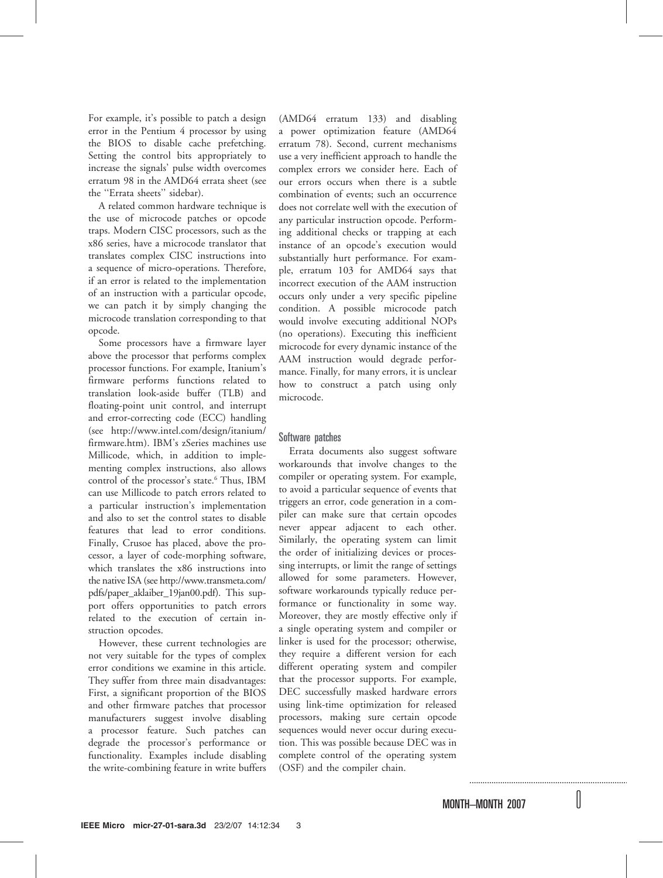For example, it's possible to patch a design error in the Pentium 4 processor by using the BIOS to disable cache prefetching. Setting the control bits appropriately to increase the signals' pulse width overcomes erratum 98 in the AMD64 errata sheet (see the ''Errata sheets'' sidebar).

A related common hardware technique is the use of microcode patches or opcode traps. Modern CISC processors, such as the x86 series, have a microcode translator that translates complex CISC instructions into a sequence of micro-operations. Therefore, if an error is related to the implementation of an instruction with a particular opcode, we can patch it by simply changing the microcode translation corresponding to that opcode.

Some processors have a firmware layer above the processor that performs complex processor functions. For example, Itanium's firmware performs functions related to translation look-aside buffer (TLB) and floating-point unit control, and interrupt and error-correcting code (ECC) handling (see http://www.intel.com/design/itanium/firmware.htm). IBM's zSeries machines use Millicode, which, in addition to implementing complex instructions, also allows control of the processor's state.[6] Thus, IBM can use Millicode to patch errors related to a particular instruction's implementation and also to set the control states to disable features that lead to error conditions. Finally, Crusoe has placed, above the processor, a layer of code-morphing software, which translates the x86 instructions into the native ISA (see http://www.transmeta.com/pdfs/paper_aklaiber_19jan00.pdf). This support offers opportunities to patch errors related to the execution of certain instruction opcodes.

However, these current technologies are not very suitable for the types of complex error conditions we examine in this article. They suffer from three main disadvantages: First, a significant proportion of the BIOS and other firmware patches that processor manufacturers suggest involve disabling a processor feature. Such patches can degrade the processor's performance or functionality. Examples include disabling the write-combining feature in write buffers (AMD64 erratum 133) and disabling a power optimization feature (AMD64 erratum 78). Second, current mechanisms use a very inefficient approach to handle the complex errors we consider here. Each of our errors occurs when there is a subtle combination of events; such an occurrence does not correlate well with the execution of any particular instruction opcode. Performing additional checks or trapping at each instance of an opcode's execution would substantially hurt performance. For example, erratum 103 for AMD64 says that incorrect execution of the AAM instruction occurs only under a very specific pipeline condition. A possible microcode patch would involve executing additional NOPs (no operations). Executing this inefficient microcode for every dynamic instance of the AAM instruction would degrade performance. Finally, for many errors, it is unclear how to construct a patch using only microcode.

### Software patches

Errata documents also suggest software workarounds that involve changes to the compiler or operating system. For example, to avoid a particular sequence of events that triggers an error, code generation in a compiler can make sure that certain opcodes never appear adjacent to each other. Similarly, the operating system can limit the order of initializing devices or processing interrupts, or limit the range of settings allowed for some parameters. However, software workarounds typically reduce performance or functionality in some way. Moreover, they are mostly effective only if a single operating system and compiler or linker is used for the processor; otherwise, they require a different version for each different operating system and compiler that the processor supports. For example, DEC successfully masked hardware errors using link-time optimization for released processors, making sure certain opcode sequences would never occur during execution. This was possible because DEC was in complete control of the operating system (OSF) and the compiler chain.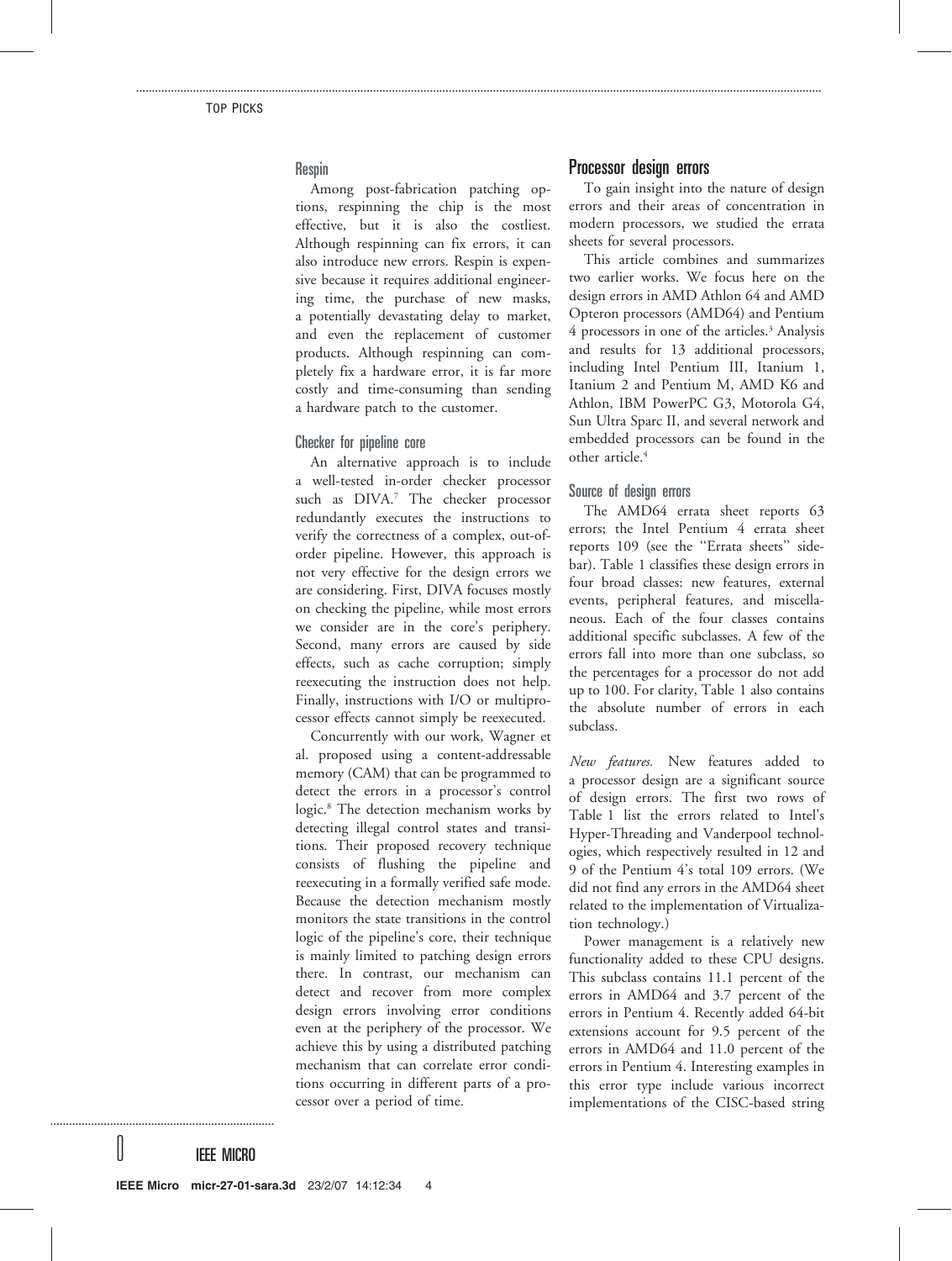### Respin

Among post-fabrication patching options, respinning the chip is the most effective, but it is also the costliest. Although respinning can fix errors, it can also introduce new errors. Respin is expensive because it requires additional engineering time, the purchase of new masks, a potentially devastating delay to market, and even the replacement of customer products. Although respinning can completely fix a hardware error, it is far more costly and time-consuming than sending a hardware patch to the customer.

### Checker for pipeline core

An alternative approach is to include a well-tested in-order checker processor such as DIVA.[7] The checker processor redundantly executes the instructions to verify the correctness of a complex, out-of-order pipeline. However, this approach is not very effective for the design errors we are considering. First, DIVA focuses mostly on checking the pipeline, while most errors we consider are in the core's periphery. Second, many errors are caused by side effects, such as cache corruption; simply reexecuting the instruction does not help. Finally, instructions with I/O or multiprocessor effects cannot simply be reexecuted.

Concurrently with our work, Wagner et al. proposed using a content-addressable memory (CAM) that can be programmed to detect the errors in a processor's control logic.[8] The detection mechanism works by detecting illegal control states and transitions. Their proposed recovery technique consists of flushing the pipeline and reexecuting in a formally verified safe mode. Because the detection mechanism mostly monitors the state transitions in the control logic of the pipeline's core, their technique is mainly limited to patching design errors there. In contrast, our mechanism can detect and recover from more complex design errors involving error conditions even at the periphery of the processor. We achieve this by using a distributed patching mechanism that can correlate error conditions occurring in different parts of a processor over a period of time.

## Processor design errors

To gain insight into the nature of design errors and their areas of concentration in modern processors, we studied the errata sheets for several processors.

This article combines and summarizes two earlier works. We focus here on the design errors in AMD Athlon 64 and AMD Opteron processors (AMD64) and Pentium 4 processors in one of the articles.[3] Analysis and results for 13 additional processors, including Intel Pentium III, Itanium 1, Itanium 2 and Pentium M, AMD K6 and Athlon, IBM PowerPC G3, Motorola G4, Sun Ultra Sparc II, and several network and embedded processors can be found in the other article.[4]

### Source of design errors

The AMD64 errata sheet reports 63 errors; the Intel Pentium 4 errata sheet reports 109 (see the ''Errata sheets'' sidebar). Table 1 classifies these design errors in four broad classes: new features, external events, peripheral features, and miscellaneous. Each of the four classes contains additional specific subclasses. A few of the errors fall into more than one subclass, so the percentages for a processor do not add up to 100. For clarity, Table 1 also contains the absolute number of errors in each subclass.

*New features.* New features added to a processor design are a significant source of design errors. The first two rows of Table 1 list the errors related to Intel's Hyper-Threading and Vanderpool technologies, which respectively resulted in 12 and 9 of the Pentium 4's total 109 errors. (We did not find any errors in the AMD64 sheet related to the implementation of Virtualization technology.)

Power management is a relatively new functionality added to these CPU designs. This subclass contains 11.1 percent of the errors in AMD64 and 3.7 percent of the errors in Pentium 4. Recently added 64-bit extensions account for 9.5 percent of the errors in AMD64 and 11.0 percent of the errors in Pentium 4. Interesting examples in this error type include various incorrect implementations of the CISC-based string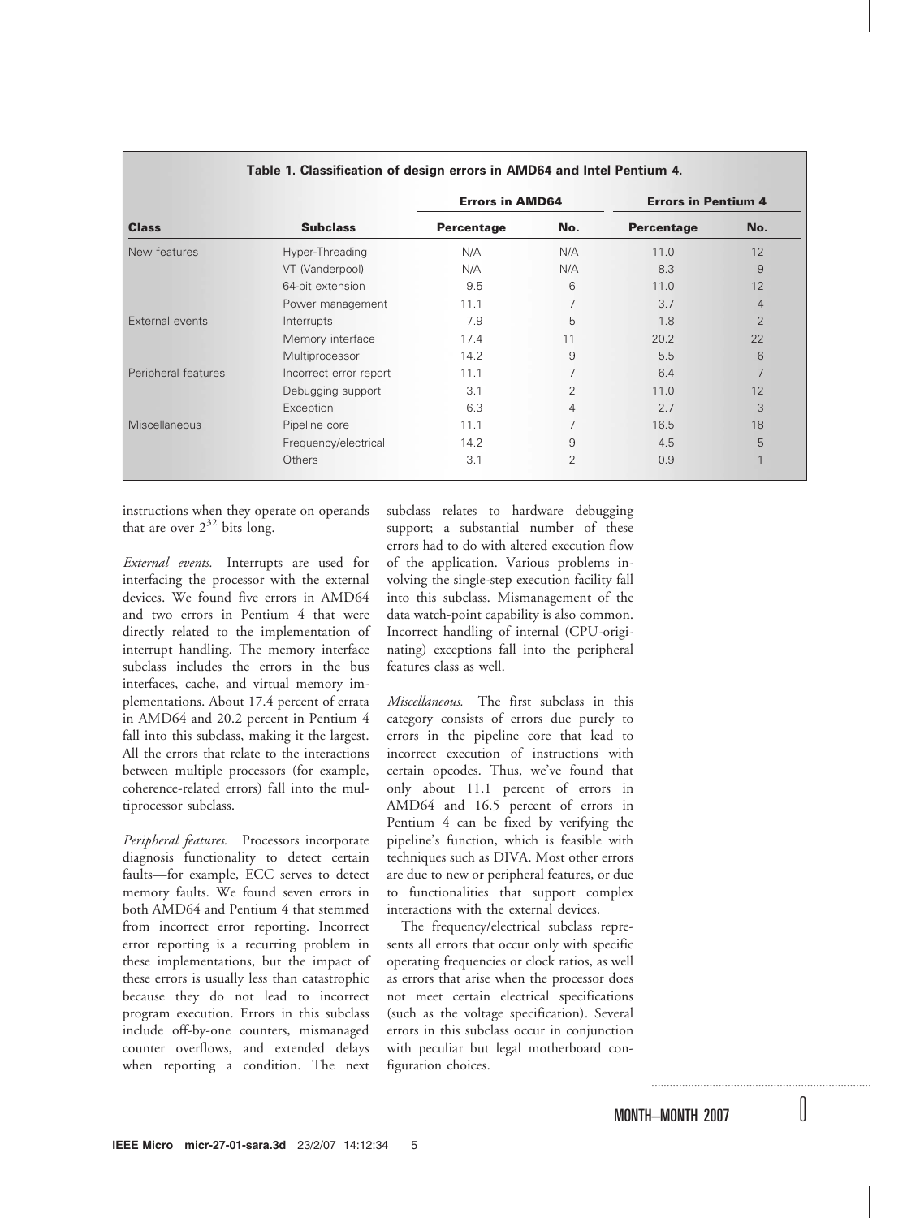**Table 1. Classification of design errors in AMD64 and Intel Pentium 4.**

| Class | Subclass | Errors in AMD64 | | Errors in Pentium 4 | |
|---|---|---|---|---|---|
| | | Percentage | No. | Percentage | No. |
| New features | Hyper-Threading | N/A | N/A | 11.0 | 12 |
| | VT (Vanderpool) | N/A | N/A | 8.3 | 9 |
| | 64-bit extension | 9.5 | 6 | 11.0 | 12 |
| | Power management | 11.1 | 7 | 3.7 | 4 |
| External events | Interrupts | 7.9 | 5 | 1.8 | 2 |
| | Memory interface | 17.4 | 11 | 20.2 | 22 |
| | Multiprocessor | 14.2 | 9 | 5.5 | 6 |
| Peripheral features | Incorrect error report | 11.1 | 7 | 6.4 | 7 |
| | Debugging support | 3.1 | 2 | 11.0 | 12 |
| | Exception | 6.3 | 4 | 2.7 | 3 |
| Miscellaneous | Pipeline core | 11.1 | 7 | 16.5 | 18 |
| | Frequency/electrical | 14.2 | 9 | 4.5 | 5 |
| | Others | 3.1 | 2 | 0.9 | 1 |

instructions when they operate on operands that are over $2^{32}$ bits long.

*External events.* Interrupts are used for interfacing the processor with the external devices. We found five errors in AMD64 and two errors in Pentium 4 that were directly related to the implementation of interrupt handling. The memory interface subclass includes the errors in the bus interfaces, cache, and virtual memory implementations. About 17.4 percent of errata in AMD64 and 20.2 percent in Pentium 4 fall into this subclass, making it the largest. All the errors that relate to the interactions between multiple processors (for example, coherence-related errors) fall into the multiprocessor subclass.

*Peripheral features.* Processors incorporate diagnosis functionality to detect certain faults—for example, ECC serves to detect memory faults. We found seven errors in both AMD64 and Pentium 4 that stemmed from incorrect error reporting. Incorrect error reporting is a recurring problem in these implementations, but the impact of these errors is usually less than catastrophic because they do not lead to incorrect program execution. Errors in this subclass include off-by-one counters, mismanaged counter overflows, and extended delays when reporting a condition. The next subclass relates to hardware debugging support; a substantial number of these errors had to do with altered execution flow of the application. Various problems involving the single-step execution facility fall into this subclass. Mismanagement of the data watch-point capability is also common. Incorrect handling of internal (CPU-originating) exceptions fall into the peripheral features class as well.

*Miscellaneous.* The first subclass in this category consists of errors due purely to errors in the pipeline core that lead to incorrect execution of instructions with certain opcodes. Thus, we've found that only about 11.1 percent of errors in AMD64 and 16.5 percent of errors in Pentium 4 can be fixed by verifying the pipeline's function, which is feasible with techniques such as DIVA. Most other errors are due to new or peripheral features, or due to functionalities that support complex interactions with the external devices.

The frequency/electrical subclass represents all errors that occur only with specific operating frequencies or clock ratios, as well as errors that arise when the processor does not meet certain electrical specifications (such as the voltage specification). Several errors in this subclass occur in conjunction with peculiar but legal motherboard configuration choices.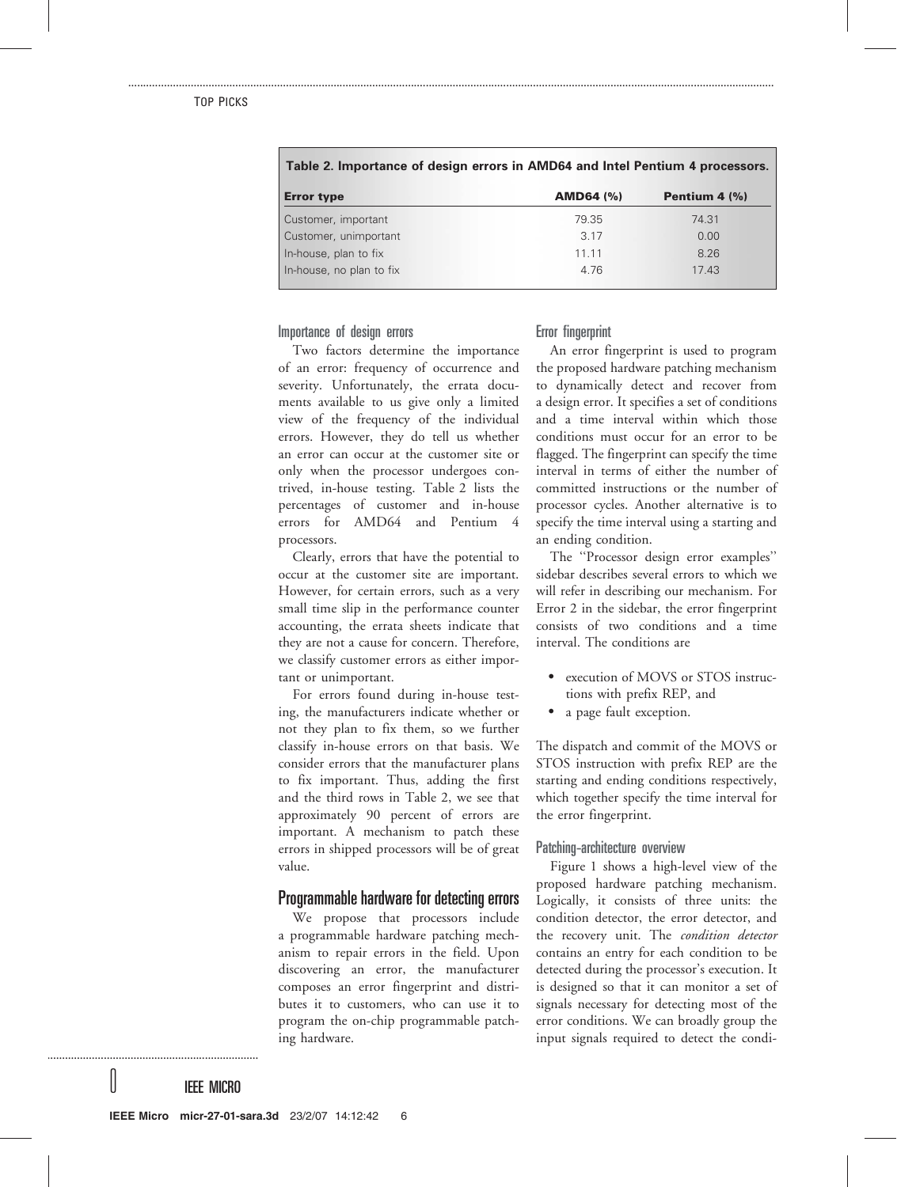**Table 2. Importance of design errors in AMD64 and Intel Pentium 4 processors.**

| Error type | AMD64 (%) | Pentium 4 (%) |
|---|---|---|
| Customer, important | 79.35 | 74.31 |
| Customer, unimportant | 3.17 | 0.00 |
| In-house, plan to fix | 11.11 | 8.26 |
| In-house, no plan to fix | 4.76 | 17.43 |

### Importance of design errors

Two factors determine the importance of an error: frequency of occurrence and severity. Unfortunately, the errata documents available to us give only a limited view of the frequency of the individual errors. However, they do tell us whether an error can occur at the customer site or only when the processor undergoes contrived, in-house testing. Table 2 lists the percentages of customer and in-house errors for AMD64 and Pentium 4 processors.

Clearly, errors that have the potential to occur at the customer site are important. However, for certain errors, such as a very small time slip in the performance counter accounting, the errata sheets indicate that they are not a cause for concern. Therefore, we classify customer errors as either important or unimportant.

For errors found during in-house testing, the manufacturers indicate whether or not they plan to fix them, so we further classify in-house errors on that basis. We consider errors that the manufacturer plans to fix important. Thus, adding the first and the third rows in Table 2, we see that approximately 90 percent of errors are important. A mechanism to patch these errors in shipped processors will be of great value.

## Programmable hardware for detecting errors

We propose that processors include a programmable hardware patching mechanism to repair errors in the field. Upon discovering an error, the manufacturer composes an error fingerprint and distributes it to customers, who can use it to program the on-chip programmable patching hardware.

### Error fingerprint

An error fingerprint is used to program the proposed hardware patching mechanism to dynamically detect and recover from a design error. It specifies a set of conditions and a time interval within which those conditions must occur for an error to be flagged. The fingerprint can specify the time interval in terms of either the number of committed instructions or the number of processor cycles. Another alternative is to specify the time interval using a starting and an ending condition.

The ''Processor design error examples'' sidebar describes several errors to which we will refer in describing our mechanism. For Error 2 in the sidebar, the error fingerprint consists of two conditions and a time interval. The conditions are

- execution of MOVS or STOS instructions with prefix REP, and
- a page fault exception.

The dispatch and commit of the MOVS or STOS instruction with prefix REP are the starting and ending conditions respectively, which together specify the time interval for the error fingerprint.

### Patching-architecture overview

Figure 1 shows a high-level view of the proposed hardware patching mechanism. Logically, it consists of three units: the condition detector, the error detector, and the recovery unit. The *condition detector* contains an entry for each condition to be detected during the processor's execution. It is designed so that it can monitor a set of signals necessary for detecting most of the error conditions. We can broadly group the input signals required to detect the condi-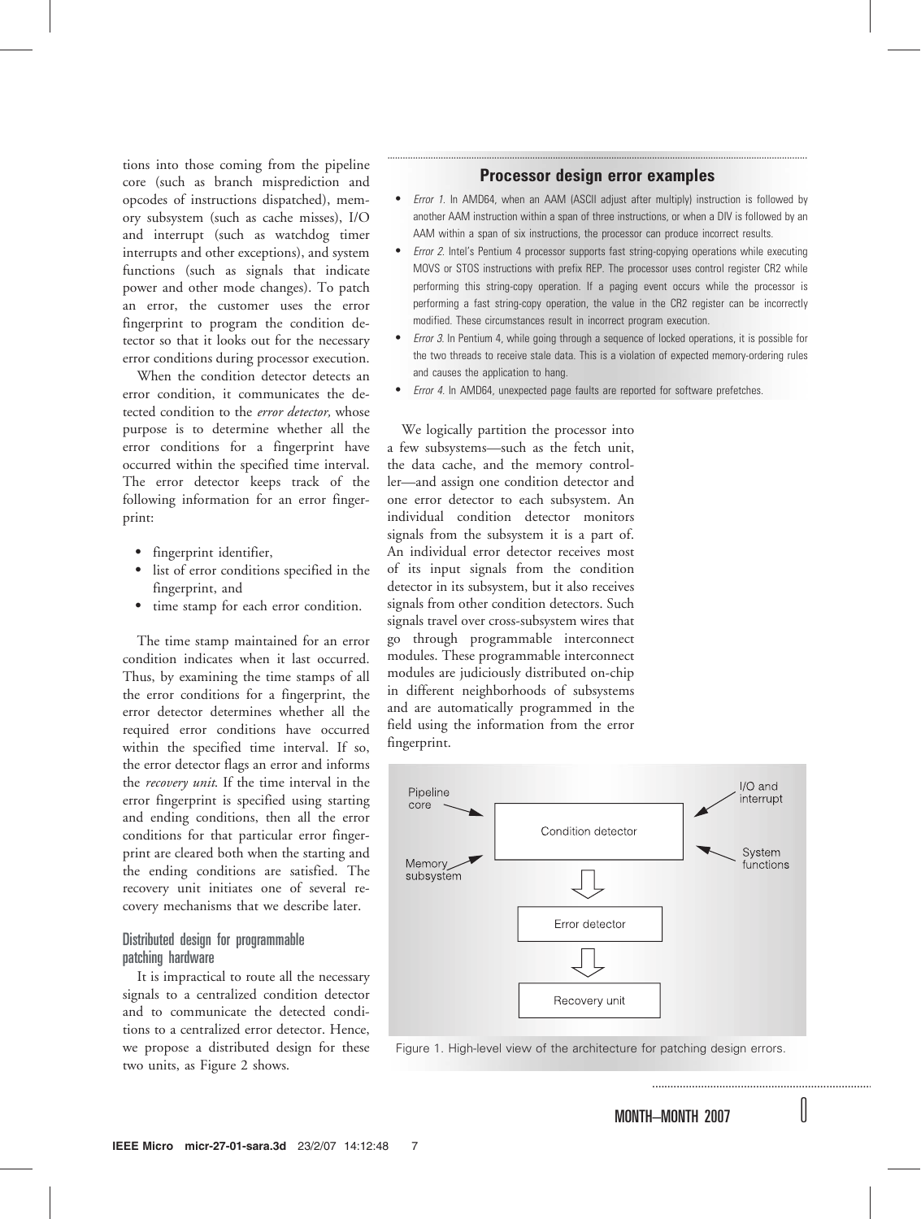tions into those coming from the pipeline core (such as branch misprediction and opcodes of instructions dispatched), memory subsystem (such as cache misses), I/O and interrupt (such as watchdog timer interrupts and other exceptions), and system functions (such as signals that indicate power and other mode changes). To patch an error, the customer uses the error fingerprint to program the condition detector so that it looks out for the necessary error conditions during processor execution.

When the condition detector detects an error condition, it communicates the detected condition to the *error detector,* whose purpose is to determine whether all the error conditions for a fingerprint have occurred within the specified time interval. The error detector keeps track of the following information for an error fingerprint:

- fingerprint identifier,
- list of error conditions specified in the fingerprint, and
- time stamp for each error condition.

The time stamp maintained for an error condition indicates when it last occurred. Thus, by examining the time stamps of all the error conditions for a fingerprint, the error detector determines whether all the required error conditions have occurred within the specified time interval. If so, the error detector flags an error and informs the *recovery unit*. If the time interval in the error fingerprint is specified using starting and ending conditions, then all the error conditions for that particular error fingerprint are cleared both when the starting and the ending conditions are satisfied. The recovery unit initiates one of several recovery mechanisms that we describe later.

### Distributed design for programmable patching hardware

It is impractical to route all the necessary signals to a centralized condition detector and to communicate the detected conditions to a centralized error detector. Hence, we propose a distributed design for these two units, as Figure 2 shows.

## Processor design error examples

- *Error 1.* In AMD64, when an AAM (ASCII adjust after multiply) instruction is followed by another AAM instruction within a span of three instructions, or when a DIV is followed by an AAM within a span of six instructions, the processor can produce incorrect results.
- *Error 2.* Intel's Pentium 4 processor supports fast string-copying operations while executing MOVS or STOS instructions with prefix REP. The processor uses control register CR2 while performing this string-copy operation. If a paging event occurs while the processor is performing a fast string-copy operation, the value in the CR2 register can be incorrectly modified. These circumstances result in incorrect program execution.
- *Error 3.* In Pentium 4, while going through a sequence of locked operations, it is possible for the two threads to receive stale data. This is a violation of expected memory-ordering rules and causes the application to hang.
- *Error 4.* In AMD64, unexpected page faults are reported for software prefetches.

We logically partition the processor into a few subsystems—such as the fetch unit, the data cache, and the memory controller—and assign one condition detector and one error detector to each subsystem. An individual condition detector monitors signals from the subsystem it is a part of. An individual error detector receives most of its input signals from the condition detector in its subsystem, but it also receives signals from other condition detectors. Such signals travel over cross-subsystem wires that go through programmable interconnect modules. These programmable interconnect modules are judiciously distributed on-chip in different neighborhoods of subsystems and are automatically programmed in the field using the information from the error fingerprint.

Pipeline core → Condition detector ← I/O and interrupt
Memory subsystem → Condition detector ← System functions
Condition detector ⇩ Error detector ⇩ Recovery unit

Figure 1. High-level view of the architecture for patching design errors.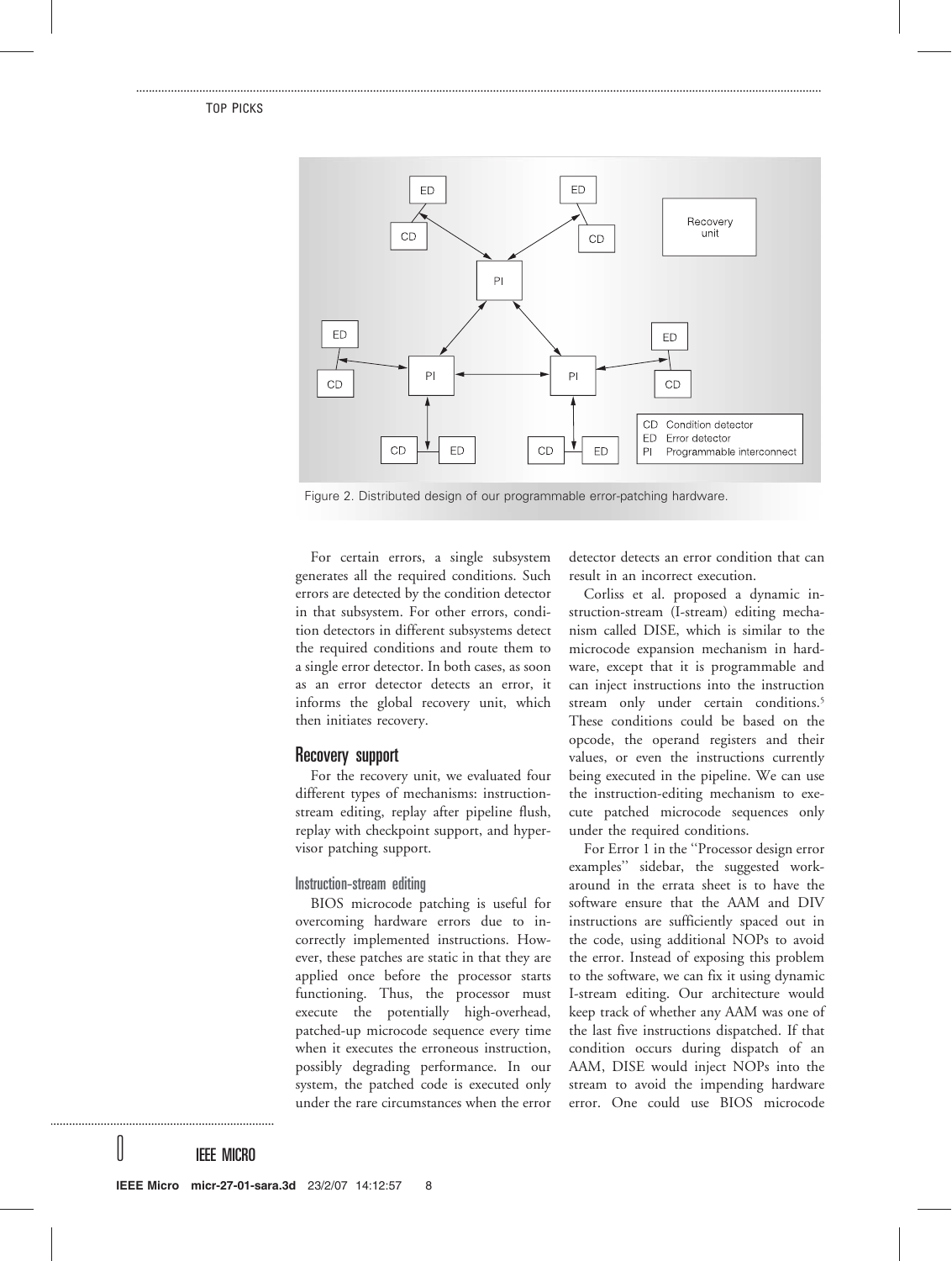CD Condition detector
ED Error detector
PI Programmable interconnect

Figure 2. Distributed design of our programmable error-patching hardware.

For certain errors, a single subsystem generates all the required conditions. Such errors are detected by the condition detector in that subsystem. For other errors, condition detectors in different subsystems detect the required conditions and route them to a single error detector. In both cases, as soon as an error detector detects an error, it informs the global recovery unit, which then initiates recovery.

## Recovery support

For the recovery unit, we evaluated four different types of mechanisms: instruction-stream editing, replay after pipeline flush, replay with checkpoint support, and hypervisor patching support.

### Instruction-stream editing

BIOS microcode patching is useful for overcoming hardware errors due to incorrectly implemented instructions. However, these patches are static in that they are applied once before the processor starts functioning. Thus, the processor must execute the potentially high-overhead, patched-up microcode sequence every time when it executes the erroneous instruction, possibly degrading performance. In our system, the patched code is executed only under the rare circumstances when the error detector detects an error condition that can result in an incorrect execution.

Corliss et al. proposed a dynamic instruction-stream (I-stream) editing mechanism called DISE, which is similar to the microcode expansion mechanism in hardware, except that it is programmable and can inject instructions into the instruction stream only under certain conditions.[5] These conditions could be based on the opcode, the operand registers and their values, or even the instructions currently being executed in the pipeline. We can use the instruction-editing mechanism to execute patched microcode sequences only under the required conditions.

For Error 1 in the "Processor design error examples" sidebar, the suggested workaround in the errata sheet is to have the software ensure that the AAM and DIV instructions are sufficiently spaced out in the code, using additional NOPs to avoid the error. Instead of exposing this problem to the software, we can fix it using dynamic I-stream editing. Our architecture would keep track of whether any AAM was one of the last five instructions dispatched. If that condition occurs during dispatch of an AAM, DISE would inject NOPs into the stream to avoid the impending hardware error. One could use BIOS microcode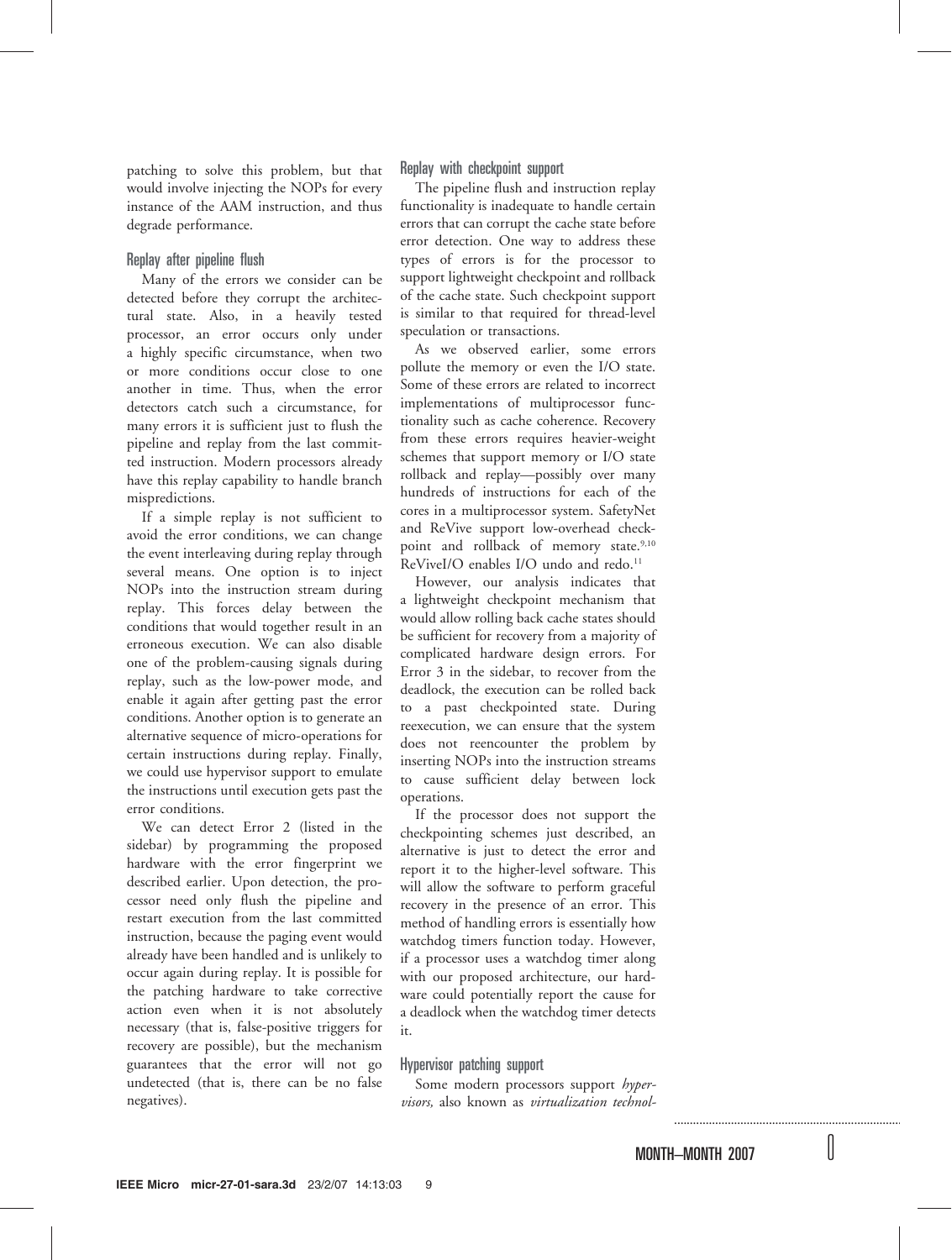patching to solve this problem, but that would involve injecting the NOPs for every instance of the AAM instruction, and thus degrade performance.

### Replay after pipeline flush

Many of the errors we consider can be detected before they corrupt the architectural state. Also, in a heavily tested processor, an error occurs only under a highly specific circumstance, when two or more conditions occur close to one another in time. Thus, when the error detectors catch such a circumstance, for many errors it is sufficient just to flush the pipeline and replay from the last committed instruction. Modern processors already have this replay capability to handle branch mispredictions.

If a simple replay is not sufficient to avoid the error conditions, we can change the event interleaving during replay through several means. One option is to inject NOPs into the instruction stream during replay. This forces delay between the conditions that would together result in an erroneous execution. We can also disable one of the problem-causing signals during replay, such as the low-power mode, and enable it again after getting past the error conditions. Another option is to generate an alternative sequence of micro-operations for certain instructions during replay. Finally, we could use hypervisor support to emulate the instructions until execution gets past the error conditions.

We can detect Error 2 (listed in the sidebar) by programming the proposed hardware with the error fingerprint we described earlier. Upon detection, the processor need only flush the pipeline and restart execution from the last committed instruction, because the paging event would already have been handled and is unlikely to occur again during replay. It is possible for the patching hardware to take corrective action even when it is not absolutely necessary (that is, false-positive triggers for recovery are possible), but the mechanism guarantees that the error will not go undetected (that is, there can be no false negatives).

### Replay with checkpoint support

The pipeline flush and instruction replay functionality is inadequate to handle certain errors that can corrupt the cache state before error detection. One way to address these types of errors is for the processor to support lightweight checkpoint and rollback of the cache state. Such checkpoint support is similar to that required for thread-level speculation or transactions.

As we observed earlier, some errors pollute the memory or even the I/O state. Some of these errors are related to incorrect implementations of multiprocessor functionality such as cache coherence. Recovery from these errors requires heavier-weight schemes that support memory or I/O state rollback and replay—possibly over many hundreds of instructions for each of the cores in a multiprocessor system. SafetyNet and ReVive support low-overhead checkpoint and rollback of memory state.[9,10] ReViveI/O enables I/O undo and redo.[11]

However, our analysis indicates that a lightweight checkpoint mechanism that would allow rolling back cache states should be sufficient for recovery from a majority of complicated hardware design errors. For Error 3 in the sidebar, to recover from the deadlock, the execution can be rolled back to a past checkpointed state. During reexecution, we can ensure that the system does not reencounter the problem by inserting NOPs into the instruction streams to cause sufficient delay between lock operations.

If the processor does not support the checkpointing schemes just described, an alternative is just to detect the error and report it to the higher-level software. This will allow the software to perform graceful recovery in the presence of an error. This method of handling errors is essentially how watchdog timers function today. However, if a processor uses a watchdog timer along with our proposed architecture, our hardware could potentially report the cause for a deadlock when the watchdog timer detects it.

### Hypervisor patching support

Some modern processors support *hypervisors,* also known as *virtualization technol-*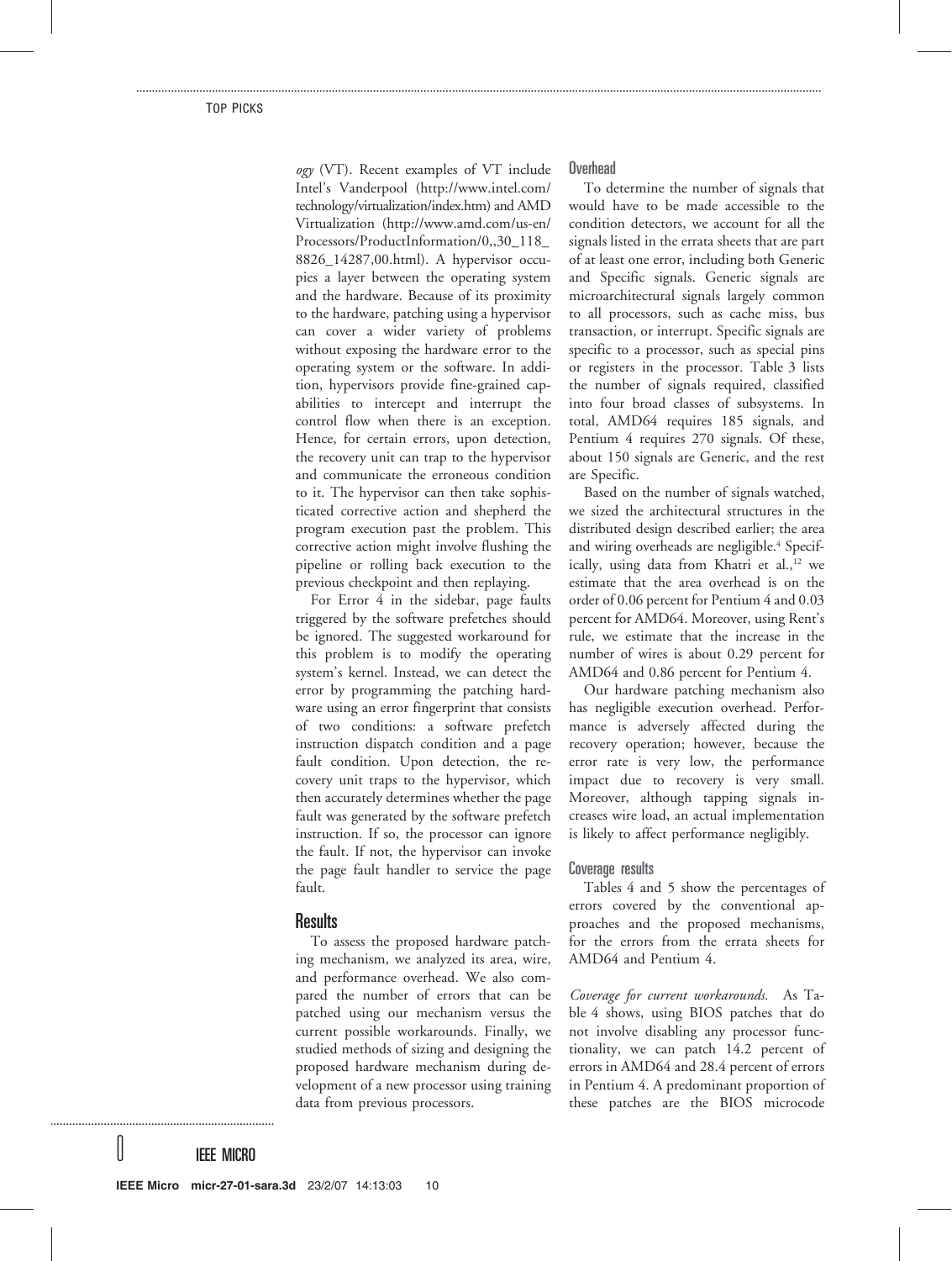*ogy* (VT). Recent examples of VT include Intel's Vanderpool (http://www.intel.com/technology/virtualization/index.htm) and AMD Virtualization (http://www.amd.com/us-en/Processors/ProductInformation/0,,30_118_8826_14287,00.html). A hypervisor occupies a layer between the operating system and the hardware. Because of its proximity to the hardware, patching using a hypervisor can cover a wider variety of problems without exposing the hardware error to the operating system or the software. In addition, hypervisors provide fine-grained capabilities to intercept and interrupt the control flow when there is an exception. Hence, for certain errors, upon detection, the recovery unit can trap to the hypervisor and communicate the erroneous condition to it. The hypervisor can then take sophisticated corrective action and shepherd the program execution past the problem. This corrective action might involve flushing the pipeline or rolling back execution to the previous checkpoint and then replaying.

For Error 4 in the sidebar, page faults triggered by the software prefetches should be ignored. The suggested workaround for this problem is to modify the operating system's kernel. Instead, we can detect the error by programming the patching hardware using an error fingerprint that consists of two conditions: a software prefetch instruction dispatch condition and a page fault condition. Upon detection, the recovery unit traps to the hypervisor, which then accurately determines whether the page fault was generated by the software prefetch instruction. If so, the processor can ignore the fault. If not, the hypervisor can invoke the page fault handler to service the page fault.

## Results

To assess the proposed hardware patching mechanism, we analyzed its area, wire, and performance overhead. We also compared the number of errors that can be patched using our mechanism versus the current possible workarounds. Finally, we studied methods of sizing and designing the proposed hardware mechanism during development of a new processor using training data from previous processors.

### Overhead

To determine the number of signals that would have to be made accessible to the condition detectors, we account for all the signals listed in the errata sheets that are part of at least one error, including both Generic and Specific signals. Generic signals are microarchitectural signals largely common to all processors, such as cache miss, bus transaction, or interrupt. Specific signals are specific to a processor, such as special pins or registers in the processor. Table 3 lists the number of signals required, classified into four broad classes of subsystems. In total, AMD64 requires 185 signals, and Pentium 4 requires 270 signals. Of these, about 150 signals are Generic, and the rest are Specific.

Based on the number of signals watched, we sized the architectural structures in the distributed design described earlier; the area and wiring overheads are negligible.[4] Specifically, using data from Khatri et al.,[12] we estimate that the area overhead is on the order of 0.06 percent for Pentium 4 and 0.03 percent for AMD64. Moreover, using Rent's rule, we estimate that the increase in the number of wires is about 0.29 percent for AMD64 and 0.86 percent for Pentium 4.

Our hardware patching mechanism also has negligible execution overhead. Performance is adversely affected during the recovery operation; however, because the error rate is very low, the performance impact due to recovery is very small. Moreover, although tapping signals increases wire load, an actual implementation is likely to affect performance negligibly.

### Coverage results

Tables 4 and 5 show the percentages of errors covered by the conventional approaches and the proposed mechanisms, for the errors from the errata sheets for AMD64 and Pentium 4.

*Coverage for current workarounds.* As Table 4 shows, using BIOS patches that do not involve disabling any processor functionality, we can patch 14.2 percent of errors in AMD64 and 28.4 percent of errors in Pentium 4. A predominant proportion of these patches are the BIOS microcode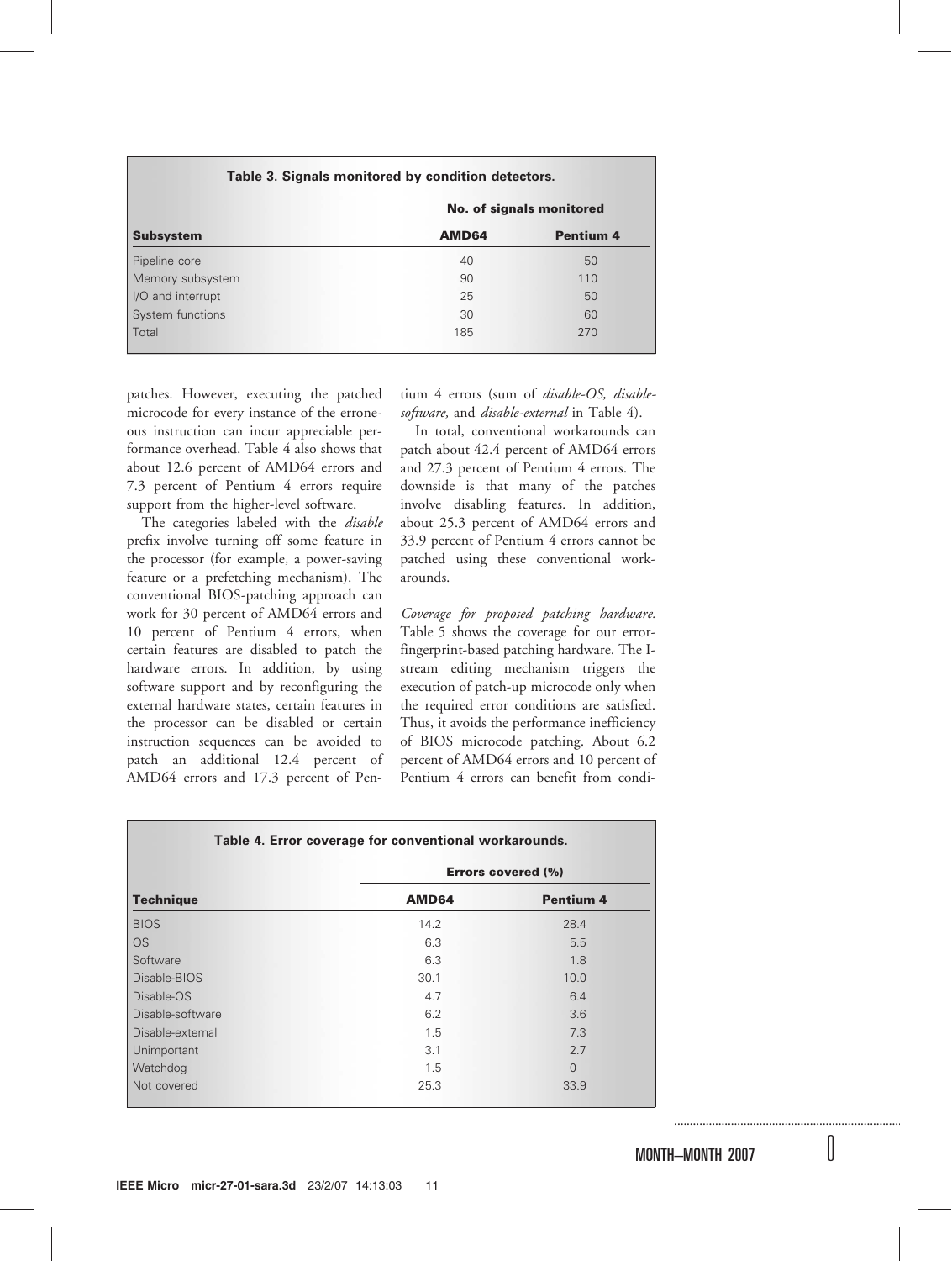**Table 3. Signals monitored by condition detectors.**

| Subsystem | No. of signals monitored | |
|---|---|---|
| | AMD64 | Pentium 4 |
| Pipeline core | 40 | 50 |
| Memory subsystem | 90 | 110 |
| I/O and interrupt | 25 | 50 |
| System functions | 30 | 60 |
| Total | 185 | 270 |

patches. However, executing the patched microcode for every instance of the erroneous instruction can incur appreciable performance overhead. Table 4 also shows that about 12.6 percent of AMD64 errors and 7.3 percent of Pentium 4 errors require support from the higher-level software.

The categories labeled with the *disable* prefix involve turning off some feature in the processor (for example, a power-saving feature or a prefetching mechanism). The conventional BIOS-patching approach can work for 30 percent of AMD64 errors and 10 percent of Pentium 4 errors, when certain features are disabled to patch the hardware errors. In addition, by using software support and by reconfiguring the external hardware states, certain features in the processor can be disabled or certain instruction sequences can be avoided to patch an additional 12.4 percent of AMD64 errors and 17.3 percent of Pentium 4 errors (sum of *disable-OS, disable-software,* and *disable-external* in Table 4).

In total, conventional workarounds can patch about 42.4 percent of AMD64 errors and 27.3 percent of Pentium 4 errors. The downside is that many of the patches involve disabling features. In addition, about 25.3 percent of AMD64 errors and 33.9 percent of Pentium 4 errors cannot be patched using these conventional workarounds.

*Coverage for proposed patching hardware.* Table 5 shows the coverage for our error-fingerprint-based patching hardware. The I-stream editing mechanism triggers the execution of patch-up microcode only when the required error conditions are satisfied. Thus, it avoids the performance inefficiency of BIOS microcode patching. About 6.2 percent of AMD64 errors and 10 percent of Pentium 4 errors can benefit from condi-

**Table 4. Error coverage for conventional workarounds.**

| Technique | Errors covered (%) | |
|---|---|---|
| | AMD64 | Pentium 4 |
| BIOS | 14.2 | 28.4 |
| OS | 6.3 | 5.5 |
| Software | 6.3 | 1.8 |
| Disable-BIOS | 30.1 | 10.0 |
| Disable-OS | 4.7 | 6.4 |
| Disable-software | 6.2 | 3.6 |
| Disable-external | 1.5 | 7.3 |
| Unimportant | 3.1 | 2.7 |
| Watchdog | 1.5 | 0 |
| Not covered | 25.3 | 33.9 |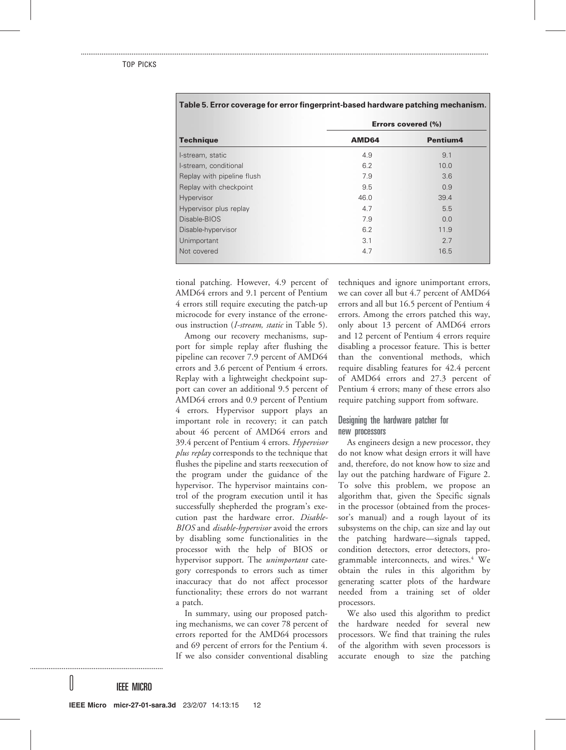**Table 5. Error coverage for error fingerprint-based hardware patching mechanism.**

| Technique | Errors covered (%) | |
|---|---|---|
| | **AMD64** | **Pentium4** |
| I-stream, static | 4.9 | 9.1 |
| I-stream, conditional | 6.2 | 10.0 |
| Replay with pipeline flush | 7.9 | 3.6 |
| Replay with checkpoint | 9.5 | 0.9 |
| Hypervisor | 46.0 | 39.4 |
| Hypervisor plus replay | 4.7 | 5.5 |
| Disable-BIOS | 7.9 | 0.0 |
| Disable-hypervisor | 6.2 | 11.9 |
| Unimportant | 3.1 | 2.7 |
| Not covered | 4.7 | 16.5 |

tional patching. However, 4.9 percent of AMD64 errors and 9.1 percent of Pentium 4 errors still require executing the patch-up microcode for every instance of the erroneous instruction (*I-stream, static* in Table 5).

Among our recovery mechanisms, support for simple replay after flushing the pipeline can recover 7.9 percent of AMD64 errors and 3.6 percent of Pentium 4 errors. Replay with a lightweight checkpoint support can cover an additional 9.5 percent of AMD64 errors and 0.9 percent of Pentium 4 errors. Hypervisor support plays an important role in recovery; it can patch about 46 percent of AMD64 errors and 39.4 percent of Pentium 4 errors. *Hypervisor plus replay* corresponds to the technique that flushes the pipeline and starts reexecution of the program under the guidance of the hypervisor. The hypervisor maintains control of the program execution until it has successfully shepherded the program's execution past the hardware error. *Disable-BIOS* and *disable-hypervisor* avoid the errors by disabling some functionalities in the processor with the help of BIOS or hypervisor support. The *unimportant* category corresponds to errors such as timer inaccuracy that do not affect processor functionality; these errors do not warrant a patch.

In summary, using our proposed patching mechanisms, we can cover 78 percent of errors reported for the AMD64 processors and 69 percent of errors for the Pentium 4. If we also consider conventional disabling techniques and ignore unimportant errors, we can cover all but 4.7 percent of AMD64 errors and all but 16.5 percent of Pentium 4 errors. Among the errors patched this way, only about 13 percent of AMD64 errors and 12 percent of Pentium 4 errors require disabling a processor feature. This is better than the conventional methods, which require disabling features for 42.4 percent of AMD64 errors and 27.3 percent of Pentium 4 errors; many of these errors also require patching support from software.

## Designing the hardware patcher for new processors

As engineers design a new processor, they do not know what design errors it will have and, therefore, do not know how to size and lay out the patching hardware of Figure 2. To solve this problem, we propose an algorithm that, given the Specific signals in the processor (obtained from the processor's manual) and a rough layout of its subsystems on the chip, can size and lay out the patching hardware—signals tapped, condition detectors, error detectors, programmable interconnects, and wires.[4] We obtain the rules in this algorithm by generating scatter plots of the hardware needed from a training set of older processors.

We also used this algorithm to predict the hardware needed for several new processors. We find that training the rules of the algorithm with seven processors is accurate enough to size the patching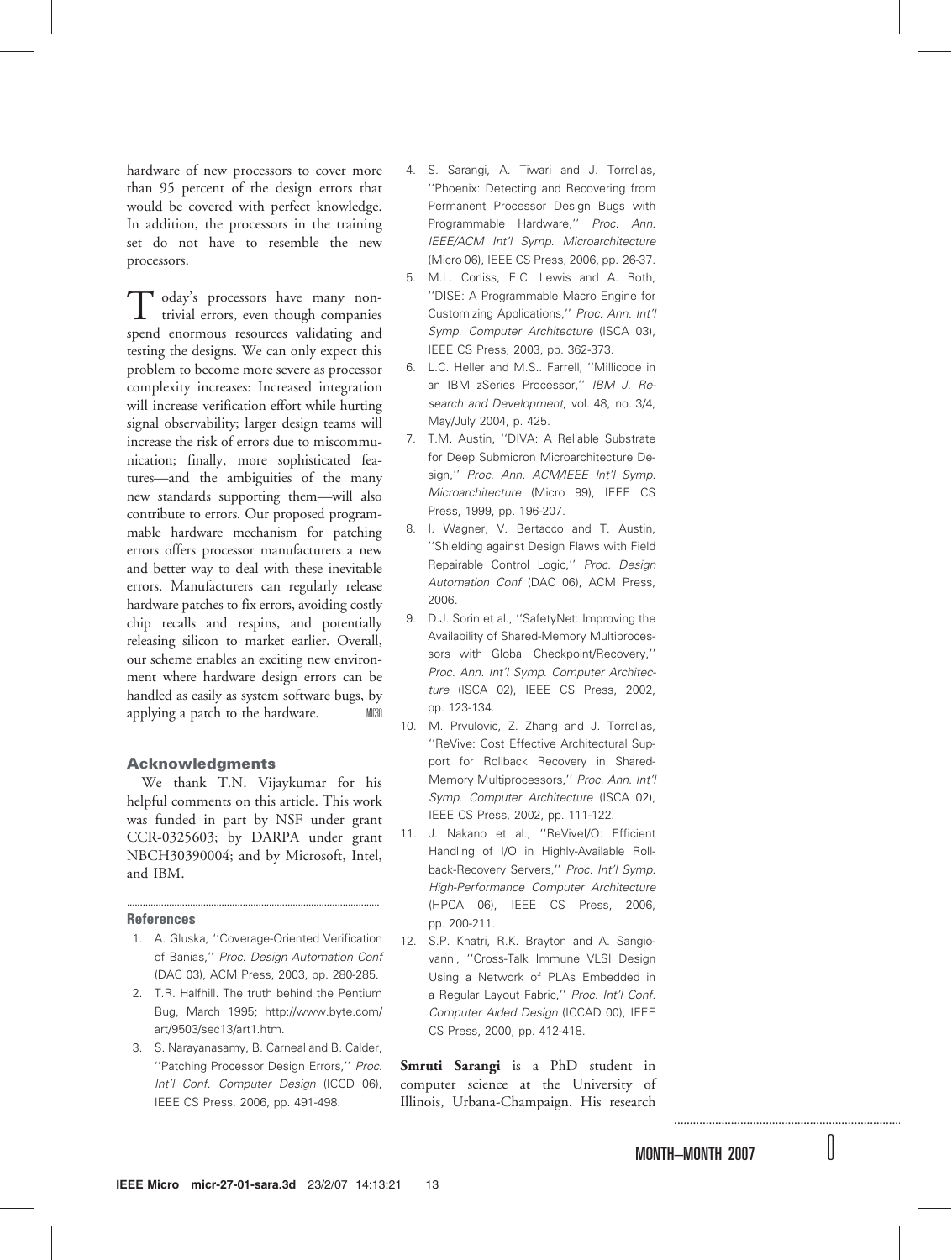hardware of new processors to cover more than 95 percent of the design errors that would be covered with perfect knowledge. In addition, the processors in the training set do not have to resemble the new processors.

Today's processors have many nontrivial errors, even though companies spend enormous resources validating and testing the designs. We can only expect this problem to become more severe as processor complexity increases: Increased integration will increase verification effort while hurting signal observability; larger design teams will increase the risk of errors due to miscommunication; finally, more sophisticated features—and the ambiguities of the many new standards supporting them—will also contribute to errors. Our proposed programmable hardware mechanism for patching errors offers processor manufacturers a new and better way to deal with these inevitable errors. Manufacturers can regularly release hardware patches to fix errors, avoiding costly chip recalls and respins, and potentially releasing silicon to market earlier. Overall, our scheme enables an exciting new environment where hardware design errors can be handled as easily as system software bugs, by applying a patch to the hardware. MICRO

## Acknowledgments

We thank T.N. Vijaykumar for his helpful comments on this article. This work was funded in part by NSF under grant CCR-0325603; by DARPA under grant NBCH30390004; and by Microsoft, Intel, and IBM.

## References

1. A. Gluska, ''Coverage-Oriented Verification of Banias,'' *Proc. Design Automation Conf* (DAC 03), ACM Press, 2003, pp. 280-285.
2. T.R. Halfhill. The truth behind the Pentium Bug, March 1995; http://www.byte.com/art/9503/sec13/art1.htm.
3. S. Narayanasamy, B. Carneal and B. Calder, ''Patching Processor Design Errors,'' *Proc. Int'l Conf. Computer Design* (ICCD 06), IEEE CS Press, 2006, pp. 491-498.
4. S. Sarangi, A. Tiwari and J. Torrellas, ''Phoenix: Detecting and Recovering from Permanent Processor Design Bugs with Programmable Hardware,'' *Proc. Ann. IEEE/ACM Int'l Symp. Microarchitecture* (Micro 06), IEEE CS Press, 2006, pp. 26-37.
5. M.L. Corliss, E.C. Lewis and A. Roth, ''DISE: A Programmable Macro Engine for Customizing Applications,'' *Proc. Ann. Int'l Symp. Computer Architecture* (ISCA 03), IEEE CS Press, 2003, pp. 362-373.
6. L.C. Heller and M.S.. Farrell, ''Millicode in an IBM zSeries Processor,'' *IBM J. Research and Development*, vol. 48, no. 3/4, May/July 2004, p. 425.
7. T.M. Austin, ''DIVA: A Reliable Substrate for Deep Submicron Microarchitecture Design,'' *Proc. Ann. ACM/IEEE Int'l Symp. Microarchitecture* (Micro 99), IEEE CS Press, 1999, pp. 196-207.
8. I. Wagner, V. Bertacco and T. Austin, ''Shielding against Design Flaws with Field Repairable Control Logic,'' *Proc. Design Automation Conf* (DAC 06), ACM Press, 2006.
9. D.J. Sorin et al., ''SafetyNet: Improving the Availability of Shared-Memory Multiprocessors with Global Checkpoint/Recovery,'' *Proc. Ann. Int'l Symp. Computer Architecture* (ISCA 02), IEEE CS Press, 2002, pp. 123-134.
10. M. Prvulovic, Z. Zhang and J. Torrellas, ''ReVive: Cost Effective Architectural Support for Rollback Recovery in Shared-Memory Multiprocessors,'' *Proc. Ann. Int'l Symp. Computer Architecture* (ISCA 02), IEEE CS Press, 2002, pp. 111-122.
11. J. Nakano et al., ''ReViveI/O: Efficient Handling of I/O in Highly-Available Rollback-Recovery Servers,'' *Proc. Int'l Symp. High-Performance Computer Architecture* (HPCA 06), IEEE CS Press, 2006, pp. 200-211.
12. S.P. Khatri, R.K. Brayton and A. Sangiovanni, ''Cross-Talk Immune VLSI Design Using a Network of PLAs Embedded in a Regular Layout Fabric,'' *Proc. Int'l Conf. Computer Aided Design* (ICCAD 00), IEEE CS Press, 2000, pp. 412-418.

**Smruti Sarangi** is a PhD student in computer science at the University of Illinois, Urbana-Champaign. His research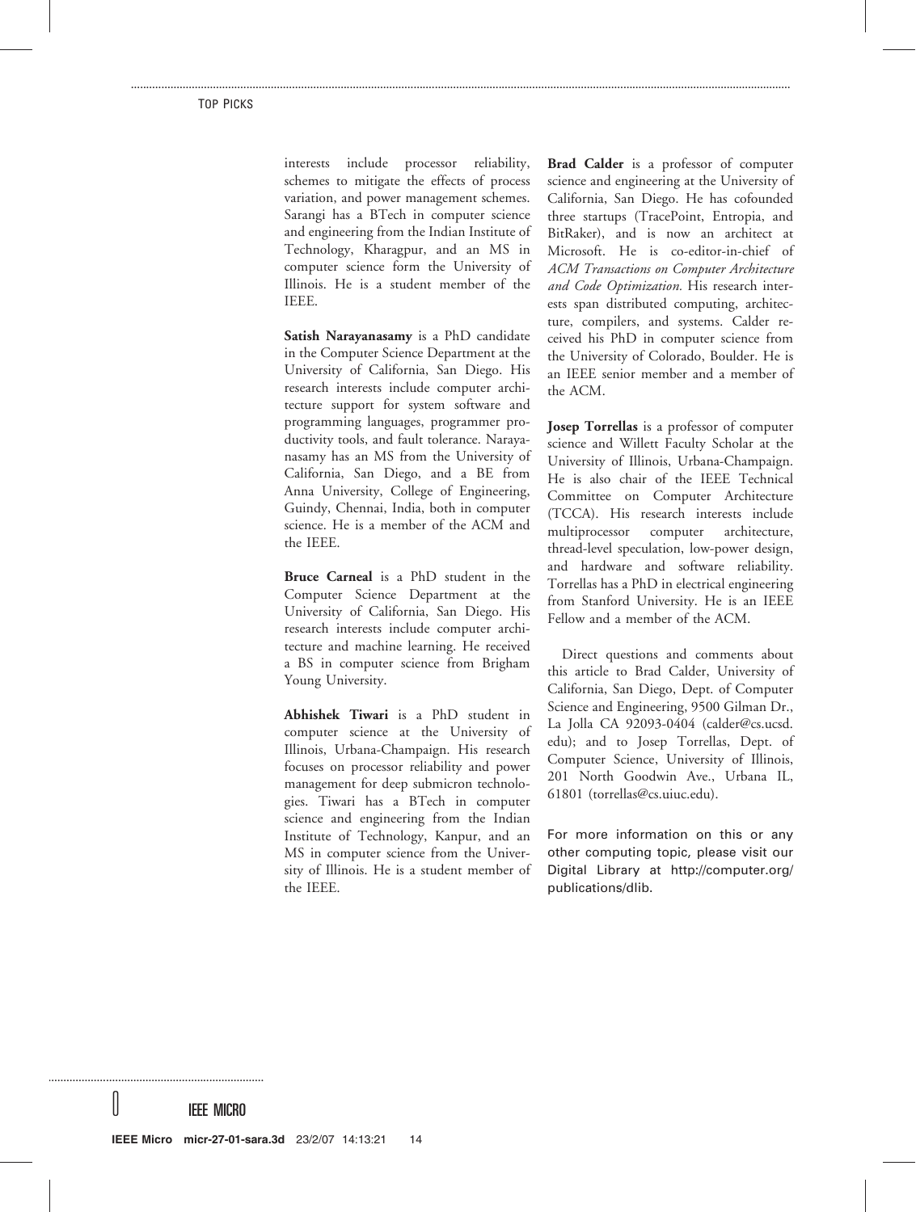interests include processor reliability, schemes to mitigate the effects of process variation, and power management schemes. Sarangi has a BTech in computer science and engineering from the Indian Institute of Technology, Kharagpur, and an MS in computer science form the University of Illinois. He is a student member of the IEEE.

**Satish Narayanasamy** is a PhD candidate in the Computer Science Department at the University of California, San Diego. His research interests include computer architecture support for system software and programming languages, programmer productivity tools, and fault tolerance. Narayanasamy has an MS from the University of California, San Diego, and a BE from Anna University, College of Engineering, Guindy, Chennai, India, both in computer science. He is a member of the ACM and the IEEE.

**Bruce Carneal** is a PhD student in the Computer Science Department at the University of California, San Diego. His research interests include computer architecture and machine learning. He received a BS in computer science from Brigham Young University.

**Abhishek Tiwari** is a PhD student in computer science at the University of Illinois, Urbana-Champaign. His research focuses on processor reliability and power management for deep submicron technologies. Tiwari has a BTech in computer science and engineering from the Indian Institute of Technology, Kanpur, and an MS in computer science from the University of Illinois. He is a student member of the IEEE.

**Brad Calder** is a professor of computer science and engineering at the University of California, San Diego. He has cofounded three startups (TracePoint, Entropia, and BitRaker), and is now an architect at Microsoft. He is co-editor-in-chief of *ACM Transactions on Computer Architecture and Code Optimization.* His research interests span distributed computing, architecture, compilers, and systems. Calder received his PhD in computer science from the University of Colorado, Boulder. He is an IEEE senior member and a member of the ACM.

**Josep Torrellas** is a professor of computer science and Willett Faculty Scholar at the University of Illinois, Urbana-Champaign. He is also chair of the IEEE Technical Committee on Computer Architecture (TCCA). His research interests include multiprocessor computer architecture, thread-level speculation, low-power design, and hardware and software reliability. Torrellas has a PhD in electrical engineering from Stanford University. He is an IEEE Fellow and a member of the ACM.

Direct questions and comments about this article to Brad Calder, University of California, San Diego, Dept. of Computer Science and Engineering, 9500 Gilman Dr., La Jolla CA 92093-0404 (calder@cs.ucsd.edu); and to Josep Torrellas, Dept. of Computer Science, University of Illinois, 201 North Goodwin Ave., Urbana IL, 61801 (torrellas@cs.uiuc.edu).

For more information on this or any other computing topic, please visit our Digital Library at http://computer.org/publications/dlib.